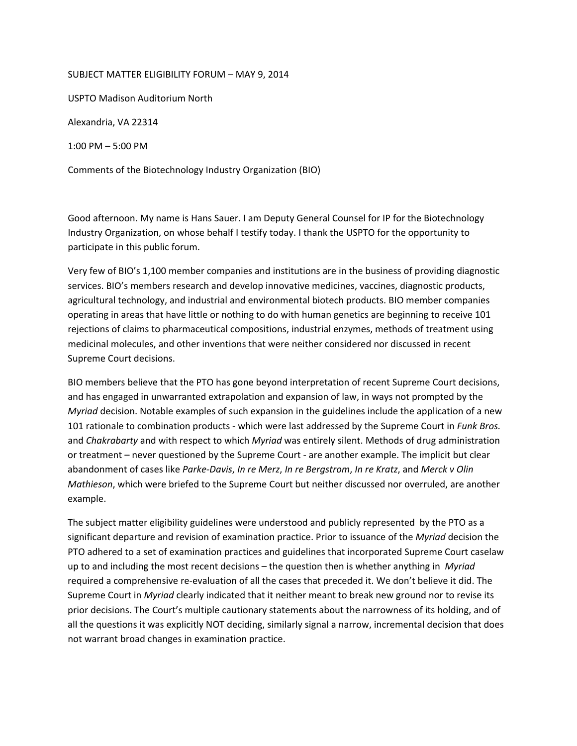SUBJECT MATTER ELIGIBILITY FORUM – MAY 9, 2014

USPTO Madison Auditorium North

Alexandria, VA 22314

1:00 PM – 5:00 PM

Comments of the Biotechnology Industry Organization (BIO)

Good afternoon. My name is Hans Sauer. I am Deputy General Counsel for IP for the Biotechnology Industry Organization, on whose behalf I testify today. I thank the USPTO for the opportunity to participate in this public forum.

Very few of BIO's 1,100 member companies and institutions are in the business of providing diagnostic services. BIO's members research and develop innovative medicines, vaccines, diagnostic products, agricultural technology, and industrial and environmental biotech products. BIO member companies operating in areas that have little or nothing to do with human genetics are beginning to receive 101 rejections of claims to pharmaceutical compositions, industrial enzymes, methods of treatment using medicinal molecules, and other inventions that were neither considered nor discussed in recent Supreme Court decisions.

BIO members believe that the PTO has gone beyond interpretation of recent Supreme Court decisions, and has engaged in unwarranted extrapolation and expansion of law, in ways not prompted by the *Myriad* decision. Notable examples of such expansion in the guidelines include the application of a new 101 rationale to combination products - which were last addressed by the Supreme Court in *Funk Bros.* and *Chakrabarty* and with respect to which *Myriad* was entirely silent. Methods of drug administration or treatment – never questioned by the Supreme Court - are another example. The implicit but clear abandonment of cases like *Parke-Davis*, *In re Merz*, *In re Bergstrom*, *In re Kratz*, and *Merck v Olin Mathieson*, which were briefed to the Supreme Court but neither discussed nor overruled, are another example.

The subject matter eligibility guidelines were understood and publicly represented by the PTO as a significant departure and revision of examination practice. Prior to issuance of the *Myriad* decision the PTO adhered to a set of examination practices and guidelines that incorporated Supreme Court caselaw up to and including the most recent decisions – the question then is whether anything in *Myriad* required a comprehensive re-evaluation of all the cases that preceded it. We don't believe it did. The Supreme Court in *Myriad* clearly indicated that it neither meant to break new ground nor to revise its prior decisions. The Court's multiple cautionary statements about the narrowness of its holding, and of all the questions it was explicitly NOT deciding, similarly signal a narrow, incremental decision that does not warrant broad changes in examination practice.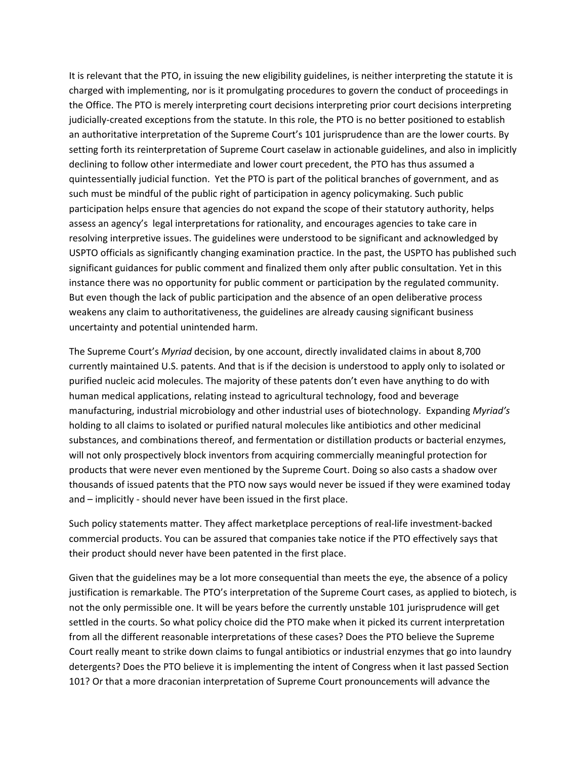It is relevant that the PTO, in issuing the new eligibility guidelines, is neither interpreting the statute it is charged with implementing, nor is it promulgating procedures to govern the conduct of proceedings in the Office. The PTO is merely interpreting court decisions interpreting prior court decisions interpreting judicially-created exceptions from the statute. In this role, the PTO is no better positioned to establish an authoritative interpretation of the Supreme Court's 101 jurisprudence than are the lower courts. By setting forth its reinterpretation of Supreme Court caselaw in actionable guidelines, and also in implicitly declining to follow other intermediate and lower court precedent, the PTO has thus assumed a quintessentially judicial function. Yet the PTO is part of the political branches of government, and as such must be mindful of the public right of participation in agency policymaking. Such public participation helps ensure that agencies do not expand the scope of their statutory authority, helps assess an agency's legal interpretations for rationality, and encourages agencies to take care in resolving interpretive issues. The guidelines were understood to be significant and acknowledged by USPTO officials as significantly changing examination practice. In the past, the USPTO has published such significant guidances for public comment and finalized them only after public consultation. Yet in this instance there was no opportunity for public comment or participation by the regulated community. But even though the lack of public participation and the absence of an open deliberative process weakens any claim to authoritativeness, the guidelines are already causing significant business uncertainty and potential unintended harm.

The Supreme Court's *Myriad* decision, by one account, directly invalidated claims in about 8,700 currently maintained U.S. patents. And that is if the decision is understood to apply only to isolated or purified nucleic acid molecules. The majority of these patents don't even have anything to do with human medical applications, relating instead to agricultural technology, food and beverage manufacturing, industrial microbiology and other industrial uses of biotechnology. Expanding *Myriad's* holding to all claims to isolated or purified natural molecules like antibiotics and other medicinal substances, and combinations thereof, and fermentation or distillation products or bacterial enzymes, will not only prospectively block inventors from acquiring commercially meaningful protection for products that were never even mentioned by the Supreme Court. Doing so also casts a shadow over thousands of issued patents that the PTO now says would never be issued if they were examined today and – implicitly - should never have been issued in the first place.

Such policy statements matter. They affect marketplace perceptions of real-life investment-backed commercial products. You can be assured that companies take notice if the PTO effectively says that their product should never have been patented in the first place.

Given that the guidelines may be a lot more consequential than meets the eye, the absence of a policy justification is remarkable. The PTO's interpretation of the Supreme Court cases, as applied to biotech, is not the only permissible one. It will be years before the currently unstable 101 jurisprudence will get settled in the courts. So what policy choice did the PTO make when it picked its current interpretation from all the different reasonable interpretations of these cases? Does the PTO believe the Supreme Court really meant to strike down claims to fungal antibiotics or industrial enzymes that go into laundry detergents? Does the PTO believe it is implementing the intent of Congress when it last passed Section 101? Or that a more draconian interpretation of Supreme Court pronouncements will advance the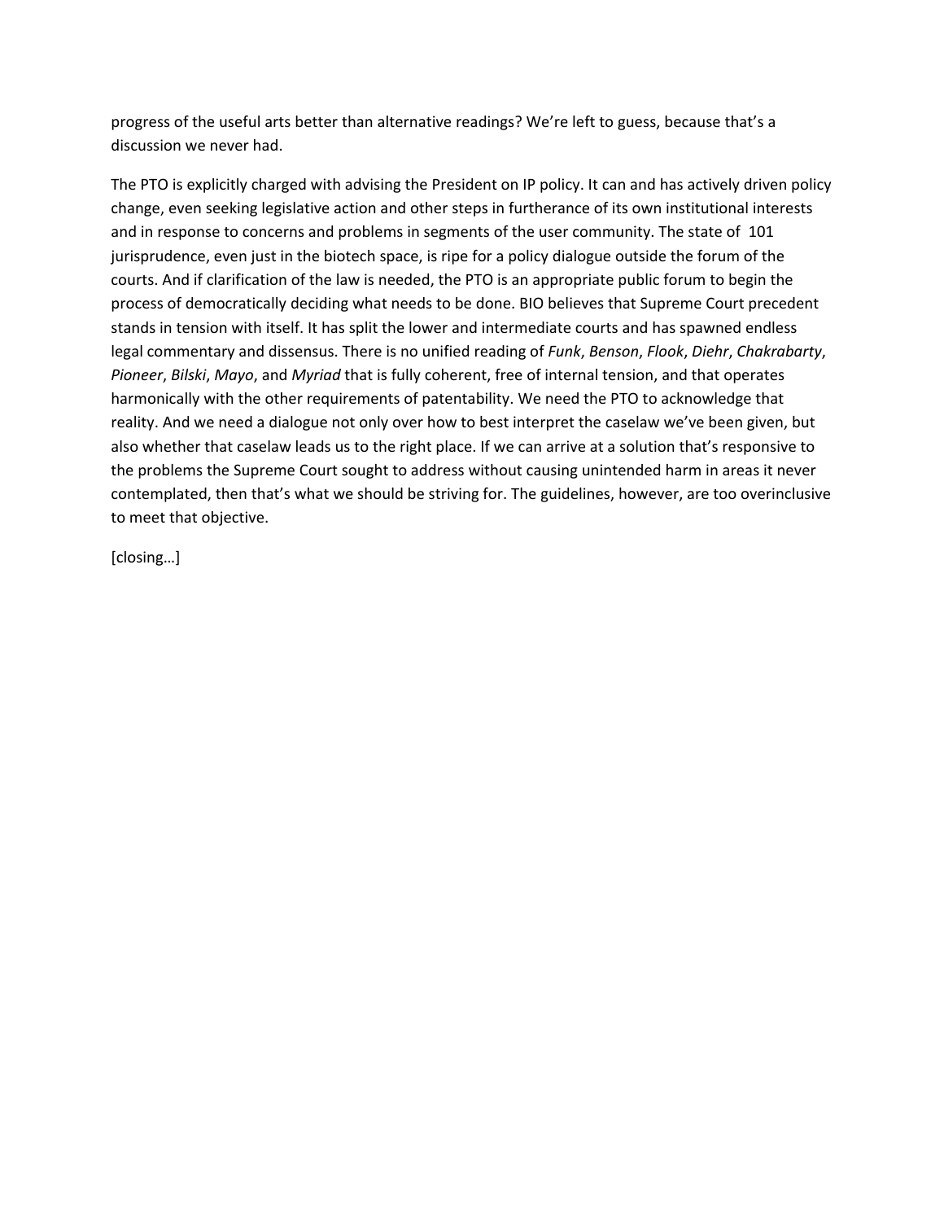progress of the useful arts better than alternative readings? We're left to guess, because that's a discussion we never had.

The PTO is explicitly charged with advising the President on IP policy. It can and has actively driven policy change, even seeking legislative action and other steps in furtherance of its own institutional interests and in response to concerns and problems in segments of the user community. The state of 101 jurisprudence, even just in the biotech space, is ripe for a policy dialogue outside the forum of the courts. And if clarification of the law is needed, the PTO is an appropriate public forum to begin the process of democratically deciding what needs to be done. BIO believes that Supreme Court precedent stands in tension with itself. It has split the lower and intermediate courts and has spawned endless legal commentary and dissensus. There is no unified reading of *Funk*, *Benson*, *Flook*, *Diehr*, *Chakrabarty*, *Pioneer*, *Bilski*, *Mayo*, and *Myriad* that is fully coherent, free of internal tension, and that operates harmonically with the other requirements of patentability. We need the PTO to acknowledge that reality. And we need a dialogue not only over how to best interpret the caselaw we've been given, but also whether that caselaw leads us to the right place. If we can arrive at a solution that's responsive to the problems the Supreme Court sought to address without causing unintended harm in areas it never contemplated, then that's what we should be striving for. The guidelines, however, are too overinclusive to meet that objective.

[closing…]